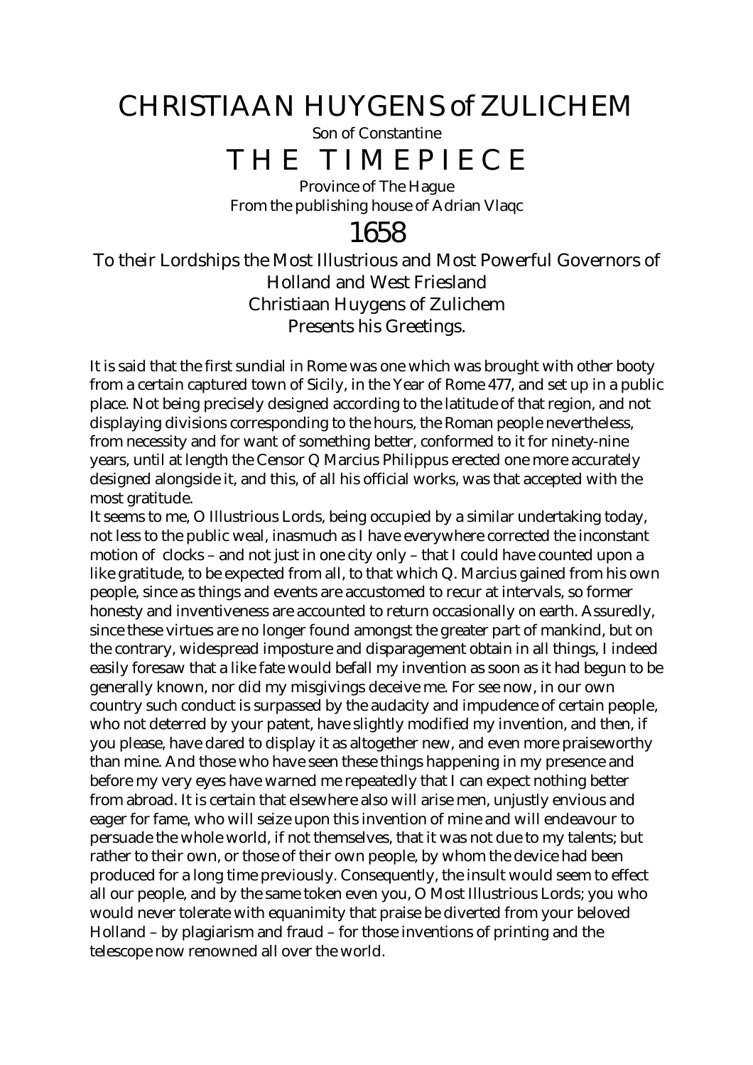# CHRISTIAAN HUYGENS of ZULICHEM

Son of Constantine

# T H E T I M E P I E C E

Province of The Hague
From the publishing house of Adrian Vlaqc

## 1658

To their Lordships the Most Illustrious and Most Powerful Governors of Holland and West Friesland
Christiaan Huygens of Zulichem
Presents his Greetings.

It is said that the first sundial in Rome was one which was brought with other booty from a certain captured town of Sicily, in the Year of Rome 477, and set up in a public place. Not being precisely designed according to the latitude of that region, and not displaying divisions corresponding to the hours, the Roman people nevertheless, from necessity and for want of something better, conformed to it for ninety-nine years, until at length the Censor Q Marcius Philippus erected one more accurately designed alongside it, and this, of all his official works, was that accepted with the most gratitude.

It seems to me, O Illustrious Lords, being occupied by a similar undertaking today, not less to the public weal, inasmuch as I have everywhere corrected the inconstant motion of clocks – and not just in one city only – that I could have counted upon a like gratitude, to be expected from all, to that which Q. Marcius gained from his own people, since as things and events are accustomed to recur at intervals, so former honesty and inventiveness are accounted to return occasionally on earth. Assuredly, since these virtues are no longer found amongst the greater part of mankind, but on the contrary, widespread imposture and disparagement obtain in all things, I indeed easily foresaw that a like fate would befall my invention as soon as it had begun to be generally known, nor did my misgivings deceive me. For see now, in our own country such conduct is surpassed by the audacity and impudence of certain people, who not deterred by your patent, have slightly modified my invention, and then, if you please, have dared to display it as altogether new, and even more praiseworthy than mine. And those who have seen these things happening in my presence and before my very eyes have warned me repeatedly that I can expect nothing better from abroad. It is certain that elsewhere also will arise men, unjustly envious and eager for fame, who will seize upon this invention of mine and will endeavour to persuade the whole world, if not themselves, that it was not due to my talents; but rather to their own, or those of their own people, by whom the device had been produced for a long time previously. Consequently, the insult would seem to effect all our people, and by the same token even you, O Most Illustrious Lords; you who would never tolerate with equanimity that praise be diverted from your beloved Holland – by plagiarism and fraud – for those inventions of printing and the telescope now renowned all over the world.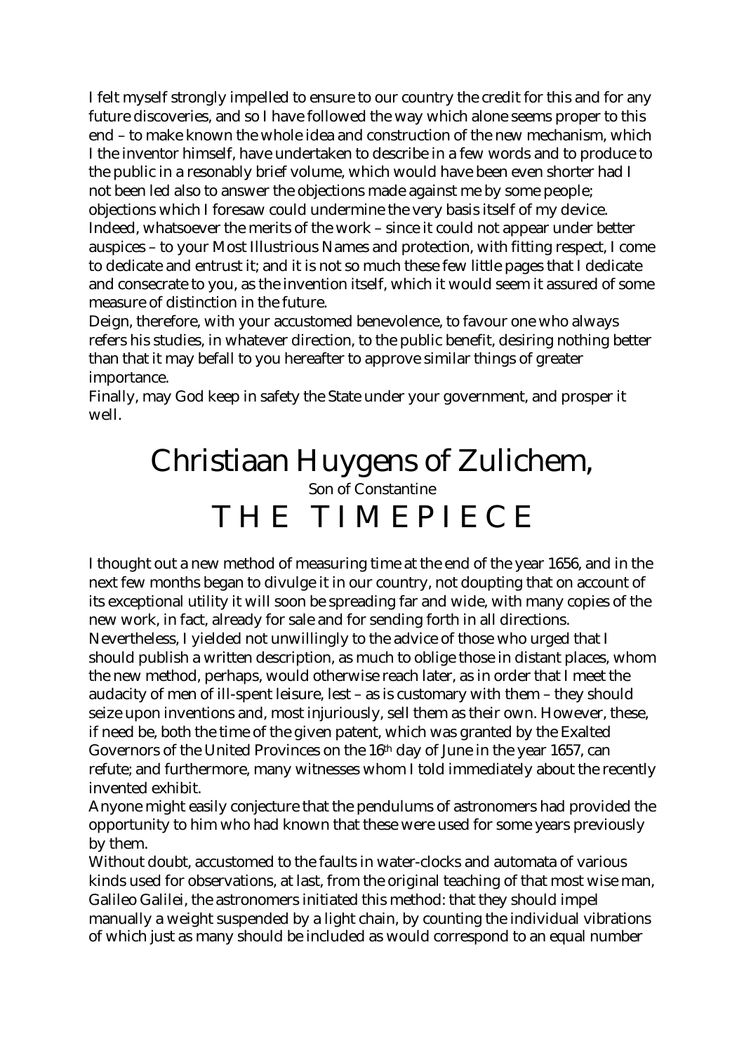I felt myself strongly impelled to ensure to our country the credit for this and for any future discoveries, and so I have followed the way which alone seems proper to this end – to make known the whole idea and construction of the new mechanism, which I the inventor himself, have undertaken to describe in a few words and to produce to the public in a resonably brief volume, which would have been even shorter had I not been led also to answer the objections made against me by some people; objections which I foresaw could undermine the very basis itself of my device.
Indeed, whatsoever the merits of the work – since it could not appear under better auspices – to your Most Illustrious Names and protection, with fitting respect, I come to dedicate and entrust it; and it is not so much these few little pages that I dedicate and consecrate to you, as the invention itself, which it would seem it assured of some measure of distinction in the future.
Deign, therefore, with your accustomed benevolence, to favour one who always refers his studies, in whatever direction, to the public benefit, desiring nothing better than that it may befall to you hereafter to approve similar things of greater importance.
Finally, may God keep in safety the State under your government, and prosper it well.

# Christiaan Huygens of Zulichem,

Son of Constantine

# THE TIMEPIECE

I thought out a new method of measuring time at the end of the year 1656, and in the next few months began to divulge it in our country, not doupting that on account of its exceptional utility it will soon be spreading far and wide, with many copies of the new work, in fact, already for sale and for sending forth in all directions.
Nevertheless, I yielded not unwillingly to the advice of those who urged that I should publish a written description, as much to oblige those in distant places, whom the new method, perhaps, would otherwise reach later, as in order that I meet the audacity of men of ill-spent leisure, lest – as is customary with them – they should seize upon inventions and, most injuriously, sell them as their own. However, these, if need be, both the time of the given patent, which was granted by the Exalted Governors of the United Provinces on the 16th day of June in the year 1657, can refute; and furthermore, many witnesses whom I told immediately about the recently invented exhibit.
Anyone might easily conjecture that the pendulums of astronomers had provided the opportunity to him who had known that these were used for some years previously by them.
Without doubt, accustomed to the faults in water-clocks and automata of various kinds used for observations, at last, from the original teaching of that most wise man, Galileo Galilei, the astronomers initiated this method: that they should impel manually a weight suspended by a light chain, by counting the individual vibrations of which just as many should be included as would correspond to an equal number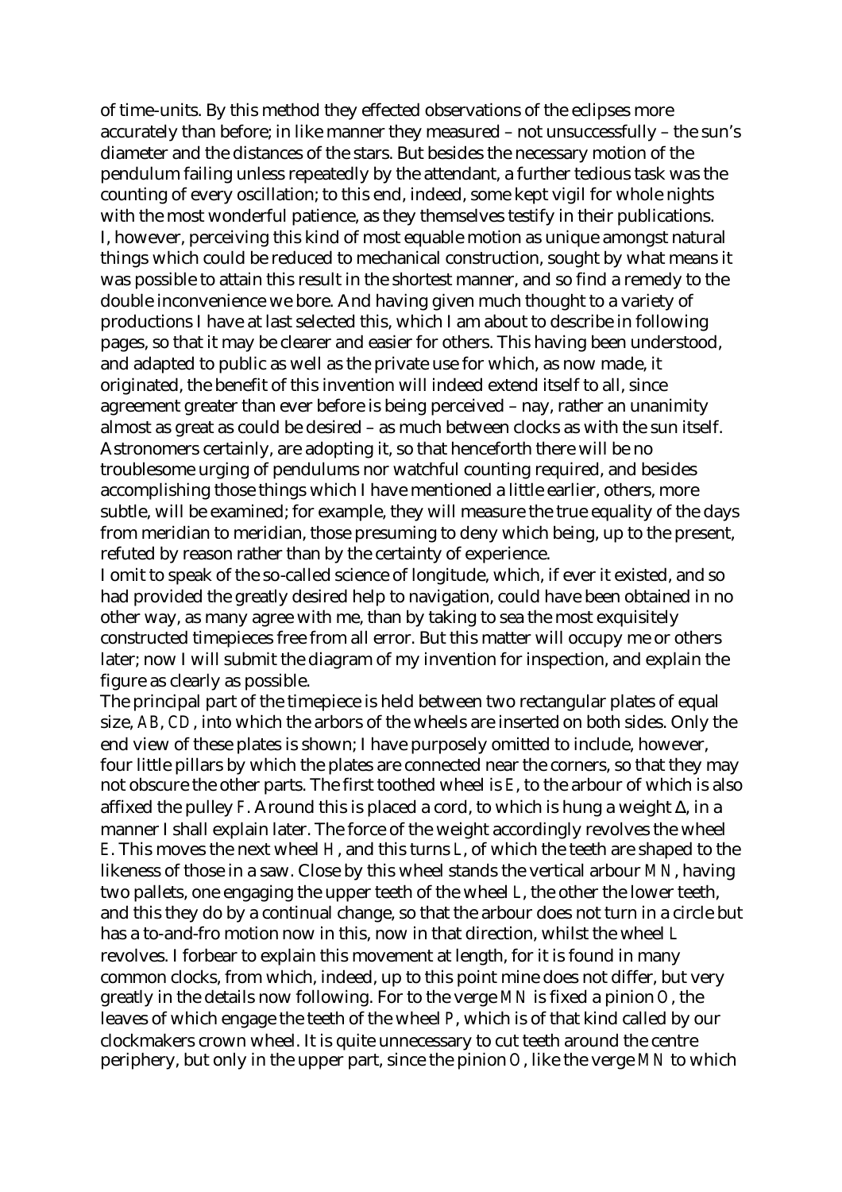of time-units. By this method they effected observations of the eclipses more accurately than before; in like manner they measured – not unsuccessfully – the sun's diameter and the distances of the stars. But besides the necessary motion of the pendulum failing unless repeatedly by the attendant, a further tedious task was the counting of every oscillation; to this end, indeed, some kept vigil for whole nights with the most wonderful patience, as they themselves testify in their publications. I, however, perceiving this kind of most equable motion as unique amongst natural things which could be reduced to mechanical construction, sought by what means it was possible to attain this result in the shortest manner, and so find a remedy to the double inconvenience we bore. And having given much thought to a variety of productions I have at last selected this, which I am about to describe in following pages, so that it may be clearer and easier for others. This having been understood, and adapted to public as well as the private use for which, as now made, it originated, the benefit of this invention will indeed extend itself to all, since agreement greater than ever before is being perceived – nay, rather an unanimity almost as great as could be desired – as much between clocks as with the sun itself. Astronomers certainly, are adopting it, so that henceforth there will be no troublesome urging of pendulums nor watchful counting required, and besides accomplishing those things which I have mentioned a little earlier, others, more subtle, will be examined; for example, they will measure the true equality of the days from meridian to meridian, those presuming to deny which being, up to the present, refuted by reason rather than by the certainty of experience.

I omit to speak of the so-called science of longitude, which, if ever it existed, and so had provided the greatly desired help to navigation, could have been obtained in no other way, as many agree with me, than by taking to sea the most exquisitely constructed timepieces free from all error. But this matter will occupy me or others later; now I will submit the diagram of my invention for inspection, and explain the figure as clearly as possible.

The principal part of the timepiece is held between two rectangular plates of equal size, *AB*, *CD*, into which the arbors of the wheels are inserted on both sides. Only the end view of these plates is shown; I have purposely omitted to include, however, four little pillars by which the plates are connected near the corners, so that they may not obscure the other parts. The first toothed wheel is *E*, to the arbour of which is also affixed the pulley *F*. Around this is placed a cord, to which is hung a weight Δ, in a manner I shall explain later. The force of the weight accordingly revolves the wheel *E*. This moves the next wheel *H*, and this turns *L*, of which the teeth are shaped to the likeness of those in a saw. Close by this wheel stands the vertical arbour *MN*, having two pallets, one engaging the upper teeth of the wheel *L*, the other the lower teeth, and this they do by a continual change, so that the arbour does not turn in a circle but has a to-and-fro motion now in this, now in that direction, whilst the wheel *L* revolves. I forbear to explain this movement at length, for it is found in many common clocks, from which, indeed, up to this point mine does not differ, but very greatly in the details now following. For to the verge *MN* is fixed a pinion *O*, the leaves of which engage the teeth of the wheel *P*, which is of that kind called by our clockmakers crown wheel. It is quite unnecessary to cut teeth around the centre periphery, but only in the upper part, since the pinion *O*, like the verge *MN* to which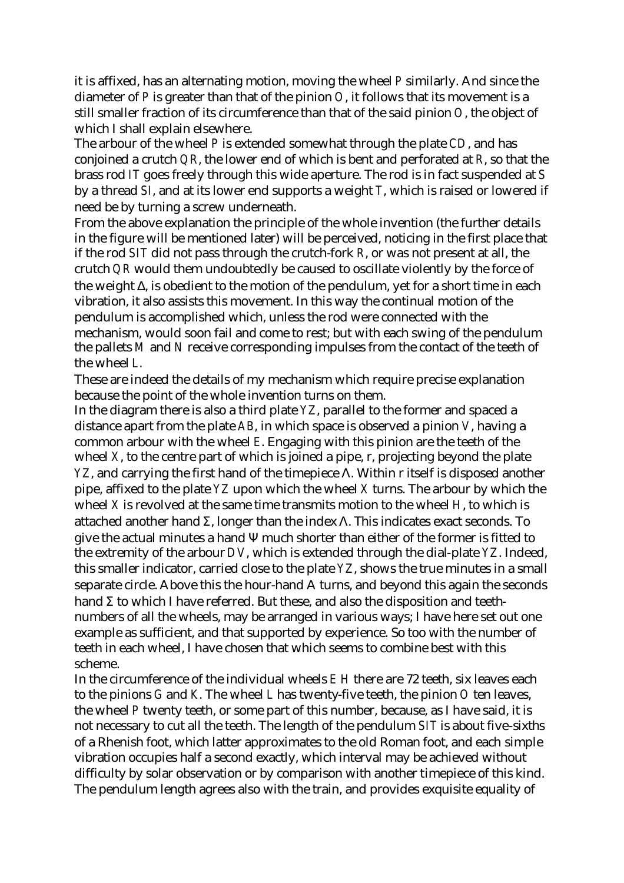it is affixed, has an alternating motion, moving the wheel P similarly. And since the diameter of P is greater than that of the pinion O, it follows that its movement is a still smaller fraction of its circumference than that of the said pinion O, the object of which I shall explain elsewhere.

The arbour of the wheel P is extended somewhat through the plate CD, and has conjoined a crutch QR, the lower end of which is bent and perforated at R, so that the brass rod IT goes freely through this wide aperture. The rod is in fact suspended at S by a thread SI, and at its lower end supports a weight T, which is raised or lowered if need be by turning a screw underneath.

From the above explanation the principle of the whole invention (the further details in the figure will be mentioned later) will be perceived, noticing in the first place that if the rod SIT did not pass through the crutch-fork R, or was not present at all, the crutch QR would them undoubtedly be caused to oscillate violently by the force of the weight Δ, is obedient to the motion of the pendulum, yet for a short time in each vibration, it also assists this movement. In this way the continual motion of the pendulum is accomplished which, unless the rod were connected with the mechanism, would soon fail and come to rest; but with each swing of the pendulum the pallets M and N receive corresponding impulses from the contact of the teeth of the wheel L.

These are indeed the details of my mechanism which require precise explanation because the point of the whole invention turns on them.

In the diagram there is also a third plate YZ, parallel to the former and spaced a distance apart from the plate AB, in which space is observed a pinion V, having a common arbour with the wheel E. Engaging with this pinion are the teeth of the wheel X, to the centre part of which is joined a pipe, r, projecting beyond the plate YZ, and carrying the first hand of the timepiece Λ. Within r itself is disposed another pipe, affixed to the plate YZ upon which the wheel X turns. The arbour by which the wheel X is revolved at the same time transmits motion to the wheel H, to which is attached another hand Σ, longer than the index Λ. This indicates exact seconds. To give the actual minutes a hand Ψ much shorter than either of the former is fitted to the extremity of the arbour DV, which is extended through the dial-plate YZ. Indeed, this smaller indicator, carried close to the plate YZ, shows the true minutes in a small separate circle. Above this the hour-hand Λ turns, and beyond this again the seconds hand Σ to which I have referred. But these, and also the disposition and teeth-numbers of all the wheels, may be arranged in various ways; I have here set out one example as sufficient, and that supported by experience. So too with the number of teeth in each wheel, I have chosen that which seems to combine best with this scheme.

In the circumference of the individual wheels E H there are 72 teeth, six leaves each to the pinions G and K. The wheel L has twenty-five teeth, the pinion O ten leaves, the wheel P twenty teeth, or some part of this number, because, as I have said, it is not necessary to cut all the teeth. The length of the pendulum SIT is about five-sixths of a Rhenish foot, which latter approximates to the old Roman foot, and each simple vibration occupies half a second exactly, which interval may be achieved without difficulty by solar observation or by comparison with another timepiece of this kind. The pendulum length agrees also with the train, and provides exquisite equality of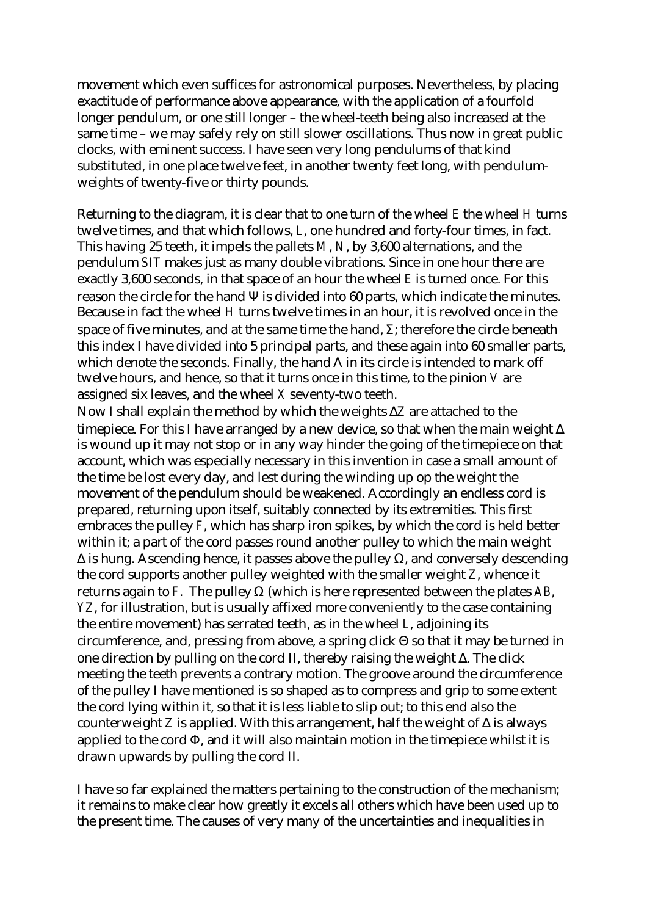movement which even suffices for astronomical purposes. Nevertheless, by placing exactitude of performance above appearance, with the application of a fourfold longer pendulum, or one still longer – the wheel-teeth being also increased at the same time – we may safely rely on still slower oscillations. Thus now in great public clocks, with eminent success. I have seen very long pendulums of that kind substituted, in one place twelve feet, in another twenty feet long, with pendulum-weights of twenty-five or thirty pounds.

Returning to the diagram, it is clear that to one turn of the wheel E the wheel H turns twelve times, and that which follows, L, one hundred and forty-four times, in fact. This having 25 teeth, it impels the pallets M, N, by 3,600 alternations, and the pendulum SIT makes just as many double vibrations. Since in one hour there are exactly 3,600 seconds, in that space of an hour the wheel E is turned once. For this reason the circle for the hand Ψ is divided into 60 parts, which indicate the minutes. Because in fact the wheel H turns twelve times in an hour, it is revolved once in the space of five minutes, and at the same time the hand, Σ; therefore the circle beneath this index I have divided into 5 principal parts, and these again into 60 smaller parts, which denote the seconds. Finally, the hand Λ in its circle is intended to mark off twelve hours, and hence, so that it turns once in this time, to the pinion V are assigned six leaves, and the wheel X seventy-two teeth.

Now I shall explain the method by which the weights ΔZ are attached to the timepiece. For this I have arranged by a new device, so that when the main weight Δ is wound up it may not stop or in any way hinder the going of the timepiece on that account, which was especially necessary in this invention in case a small amount of the time be lost every day, and lest during the winding up op the weight the movement of the pendulum should be weakened. Accordingly an endless cord is prepared, returning upon itself, suitably connected by its extremities. This first embraces the pulley F, which has sharp iron spikes, by which the cord is held better within it; a part of the cord passes round another pulley to which the main weight Δ is hung. Ascending hence, it passes above the pulley Ω, and conversely descending the cord supports another pulley weighted with the smaller weight Z, whence it returns again to F. The pulley Ω (which is here represented between the plates AB, YZ, for illustration, but is usually affixed more conveniently to the case containing the entire movement) has serrated teeth, as in the wheel L, adjoining its circumference, and, pressing from above, a spring click Θ so that it may be turned in one direction by pulling on the cord II, thereby raising the weight Δ. The click meeting the teeth prevents a contrary motion. The groove around the circumference of the pulley I have mentioned is so shaped as to compress and grip to some extent the cord lying within it, so that it is less liable to slip out; to this end also the counterweight Z is applied. With this arrangement, half the weight of Δ is always applied to the cord Φ, and it will also maintain motion in the timepiece whilst it is drawn upwards by pulling the cord II.

I have so far explained the matters pertaining to the construction of the mechanism; it remains to make clear how greatly it excels all others which have been used up to the present time. The causes of very many of the uncertainties and inequalities in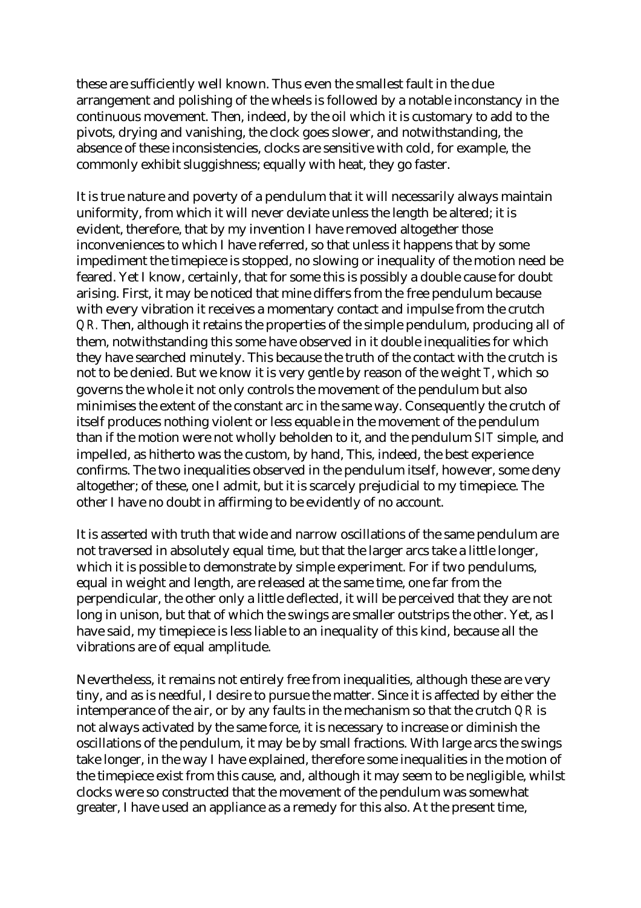these are sufficiently well known. Thus even the smallest fault in the due arrangement and polishing of the wheels is followed by a notable inconstancy in the continuous movement. Then, indeed, by the oil which it is customary to add to the pivots, drying and vanishing, the clock goes slower, and notwithstanding, the absence of these inconsistencies, clocks are sensitive with cold, for example, the commonly exhibit sluggishness; equally with heat, they go faster.

It is true nature and poverty of a pendulum that it will necessarily always maintain uniformity, from which it will never deviate unless the length be altered; it is evident, therefore, that by my invention I have removed altogether those inconveniences to which I have referred, so that unless it happens that by some impediment the timepiece is stopped, no slowing or inequality of the motion need be feared. Yet I know, certainly, that for some this is possibly a double cause for doubt arising. First, it may be noticed that mine differs from the free pendulum because with every vibration it receives a momentary contact and impulse from the crutch *QR*. Then, although it retains the properties of the simple pendulum, producing all of them, notwithstanding this some have observed in it double inequalities for which they have searched minutely. This because the truth of the contact with the crutch is not to be denied. But we know it is very gentle by reason of the weight *T*, which so governs the whole it not only controls the movement of the pendulum but also minimises the extent of the constant arc in the same way. Consequently the crutch of itself produces nothing violent or less equable in the movement of the pendulum than if the motion were not wholly beholden to it, and the pendulum *SIT* simple, and impelled, as hitherto was the custom, by hand, This, indeed, the best experience confirms. The two inequalities observed in the pendulum itself, however, some deny altogether; of these, one I admit, but it is scarcely prejudicial to my timepiece. The other I have no doubt in affirming to be evidently of no account.

It is asserted with truth that wide and narrow oscillations of the same pendulum are not traversed in absolutely equal time, but that the larger arcs take a little longer, which it is possible to demonstrate by simple experiment. For if two pendulums, equal in weight and length, are released at the same time, one far from the perpendicular, the other only a little deflected, it will be perceived that they are not long in unison, but that of which the swings are smaller outstrips the other. Yet, as I have said, my timepiece is less liable to an inequality of this kind, because all the vibrations are of equal amplitude.

Nevertheless, it remains not entirely free from inequalities, although these are very tiny, and as is needful, I desire to pursue the matter. Since it is affected by either the intemperance of the air, or by any faults in the mechanism so that the crutch *QR* is not always activated by the same force, it is necessary to increase or diminish the oscillations of the pendulum, it may be by small fractions. With large arcs the swings take longer, in the way I have explained, therefore some inequalities in the motion of the timepiece exist from this cause, and, although it may seem to be negligible, whilst clocks were so constructed that the movement of the pendulum was somewhat greater, I have used an appliance as a remedy for this also. At the present time,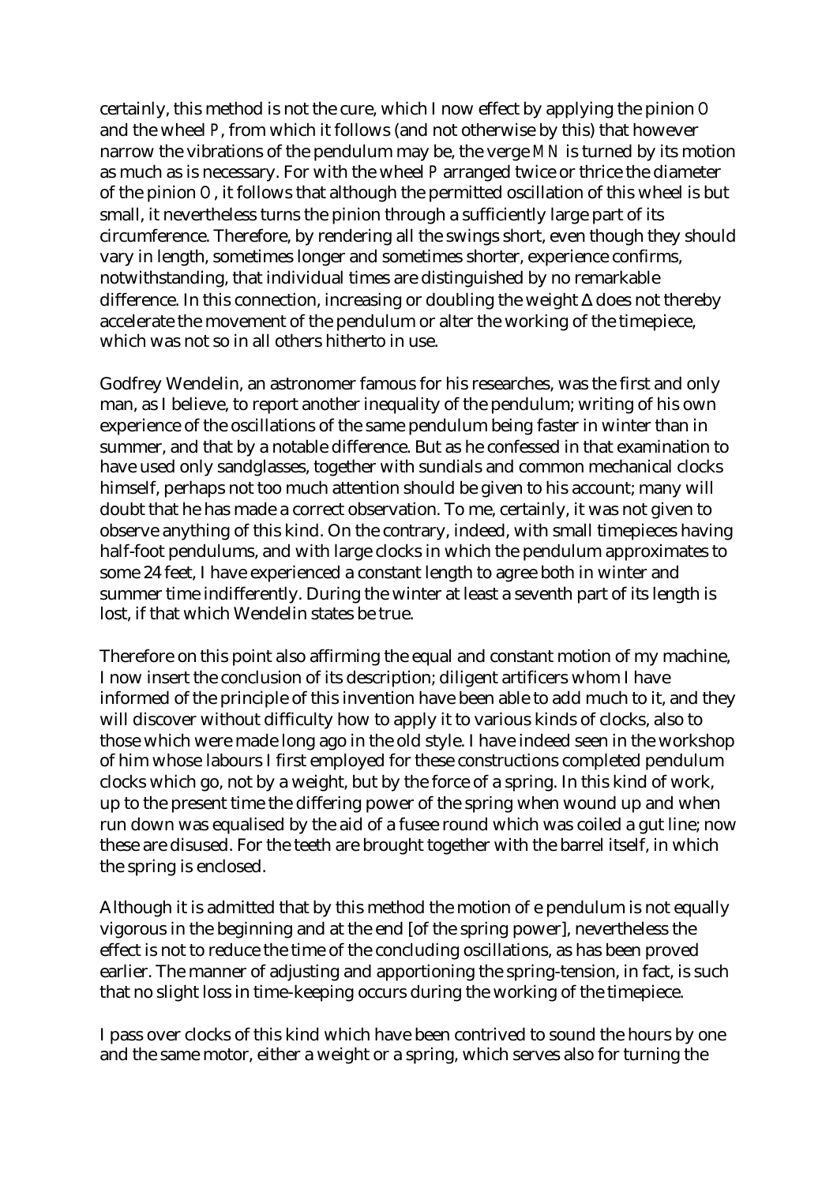certainly, this method is not the cure, which I now effect by applying the pinion O and the wheel P, from which it follows (and not otherwise by this) that however narrow the vibrations of the pendulum may be, the verge MN is turned by its motion as much as is necessary. For with the wheel P arranged twice or thrice the diameter of the pinion O, it follows that although the permitted oscillation of this wheel is but small, it nevertheless turns the pinion through a sufficiently large part of its circumference. Therefore, by rendering all the swings short, even though they should vary in length, sometimes longer and sometimes shorter, experience confirms, notwithstanding, that individual times are distinguished by no remarkable difference. In this connection, increasing or doubling the weight Δ does not thereby accelerate the movement of the pendulum or alter the working of the timepiece, which was not so in all others hitherto in use.

Godfrey Wendelin, an astronomer famous for his researches, was the first and only man, as I believe, to report another inequality of the pendulum; writing of his own experience of the oscillations of the same pendulum being faster in winter than in summer, and that by a notable difference. But as he confessed in that examination to have used only sandglasses, together with sundials and common mechanical clocks himself, perhaps not too much attention should be given to his account; many will doubt that he has made a correct observation. To me, certainly, it was not given to observe anything of this kind. On the contrary, indeed, with small timepieces having half-foot pendulums, and with large clocks in which the pendulum approximates to some 24 feet, I have experienced a constant length to agree both in winter and summer time indifferently. During the winter at least a seventh part of its length is lost, if that which Wendelin states be true.

Therefore on this point also affirming the equal and constant motion of my machine, I now insert the conclusion of its description; diligent artificers whom I have informed of the principle of this invention have been able to add much to it, and they will discover without difficulty how to apply it to various kinds of clocks, also to those which were made long ago in the old style. I have indeed seen in the workshop of him whose labours I first employed for these constructions completed pendulum clocks which go, not by a weight, but by the force of a spring. In this kind of work, up to the present time the differing power of the spring when wound up and when run down was equalised by the aid of a fusee round which was coiled a gut line; now these are disused. For the teeth are brought together with the barrel itself, in which the spring is enclosed.

Although it is admitted that by this method the motion of e pendulum is not equally vigorous in the beginning and at the end [of the spring power], nevertheless the effect is not to reduce the time of the concluding oscillations, as has been proved earlier. The manner of adjusting and apportioning the spring-tension, in fact, is such that no slight loss in time-keeping occurs during the working of the timepiece.

I pass over clocks of this kind which have been contrived to sound the hours by one and the same motor, either a weight or a spring, which serves also for turning the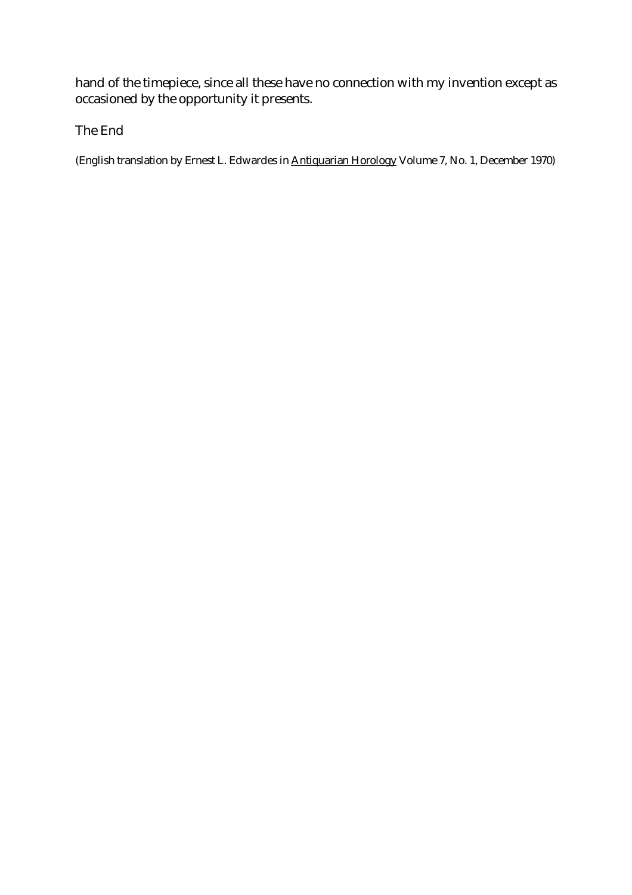hand of the timepiece, since all these have no connection with my invention except as occasioned by the opportunity it presents.

The End

(English translation by Ernest L. Edwardes in Antiquarian Horology Volume 7, No. 1, December 1970)